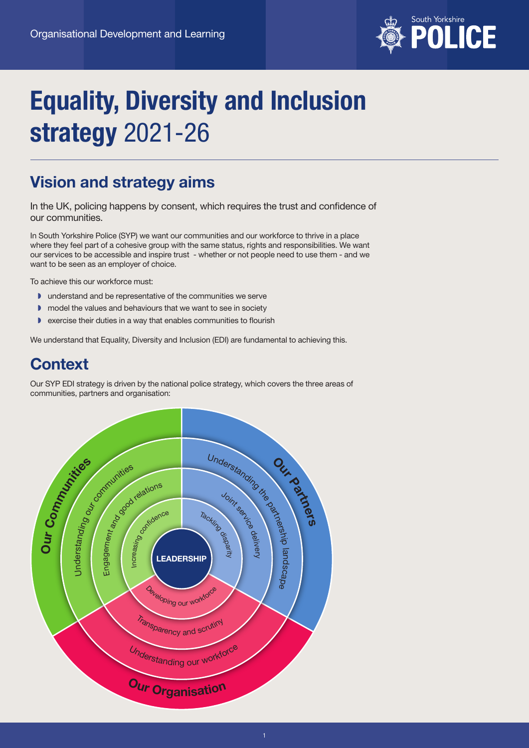Organisational Development and Learning

# Equality, Diversity and Inclusion strategy 2021-26

## Vision and strategy aims

In the UK, policing happens by consent, which requires the trust and confidence of our communities.

In South Yorkshire Police (SYP) we want our communities and our workforce to thrive in a place where they feel part of a cohesive group with the same status, rights and responsibilities. We want our services to be accessible and inspire trust - whether or not people need to use them - and we want to be seen as an employer of choice.

To achieve this our workforce must:

- understand and be representative of the communities we serve
- model the values and behaviours that we want to see in society
- exercise their duties in a way that enables communities to flourish

We understand that Equality, Diversity and Inclusion (EDI) are fundamental to achieving this.

## Context

Our SYP EDI strategy is driven by the national police strategy, which covers the three areas of communities, partners and organisation:

LEADERSHIP

Our Communities
- Understanding our communities
- Engagement and good relations
- Increasing confidence

Our Partners
- Understanding the partnership landscape
- Joint service delivery
- Tackling disparity

Our Organisation
- Understanding our workforce
- Transparency and scrutiny
- Developing our workforce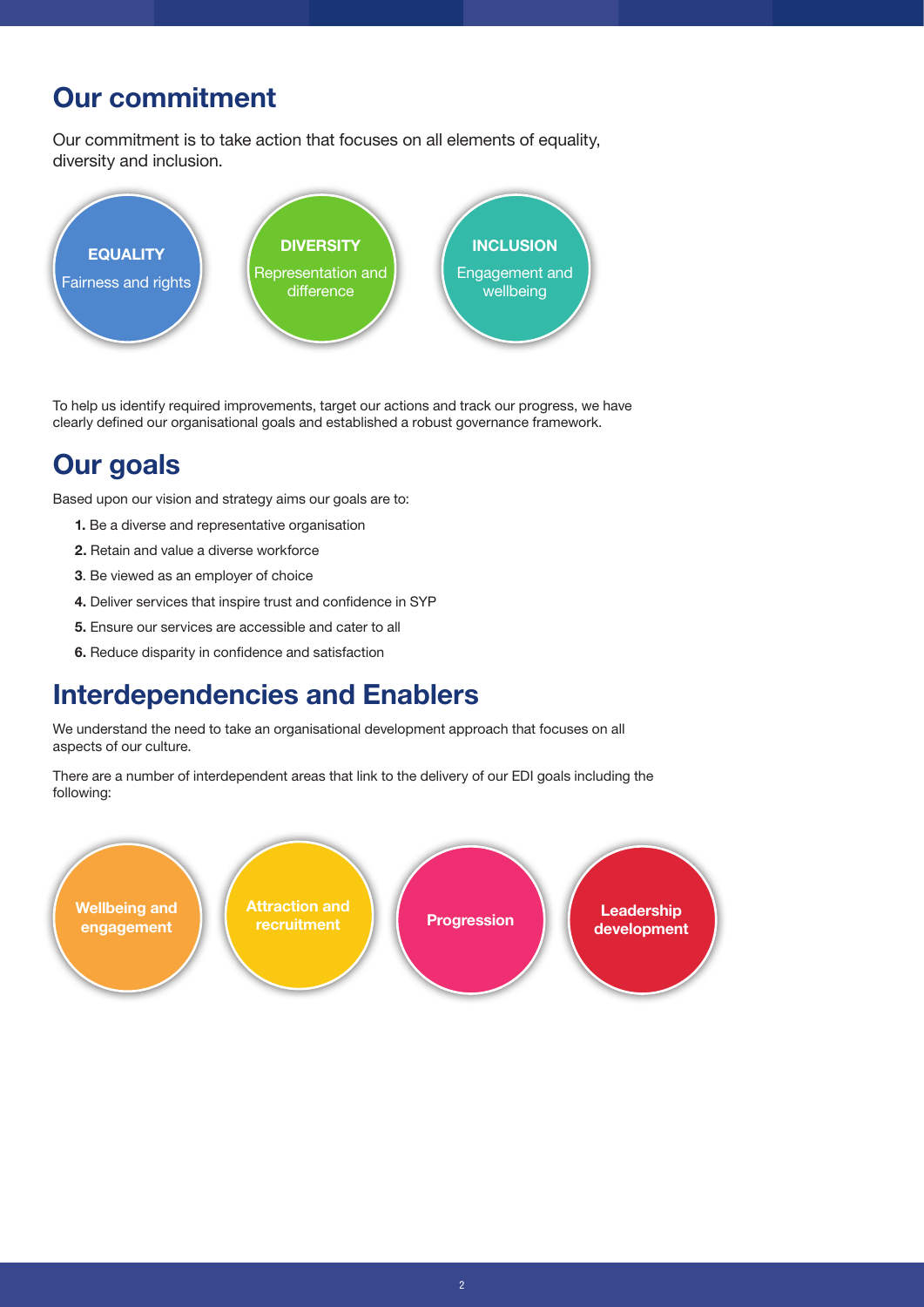## Our commitment

Our commitment is to take action that focuses on all elements of equality, diversity and inclusion.

**EQUALITY**
Fairness and rights

**DIVERSITY**
Representation and difference

**INCLUSION**
Engagement and wellbeing

To help us identify required improvements, target our actions and track our progress, we have clearly defined our organisational goals and established a robust governance framework.

## Our goals

Based upon our vision and strategy aims our goals are to:

1. Be a diverse and representative organisation
2. Retain and value a diverse workforce
3. Be viewed as an employer of choice
4. Deliver services that inspire trust and confidence in SYP
5. Ensure our services are accessible and cater to all
6. Reduce disparity in confidence and satisfaction

## Interdependencies and Enablers

We understand the need to take an organisational development approach that focuses on all aspects of our culture.

There are a number of interdependent areas that link to the delivery of our EDI goals including the following:

- **Wellbeing and engagement**
- **Attraction and recruitment**
- **Progression**
- **Leadership development**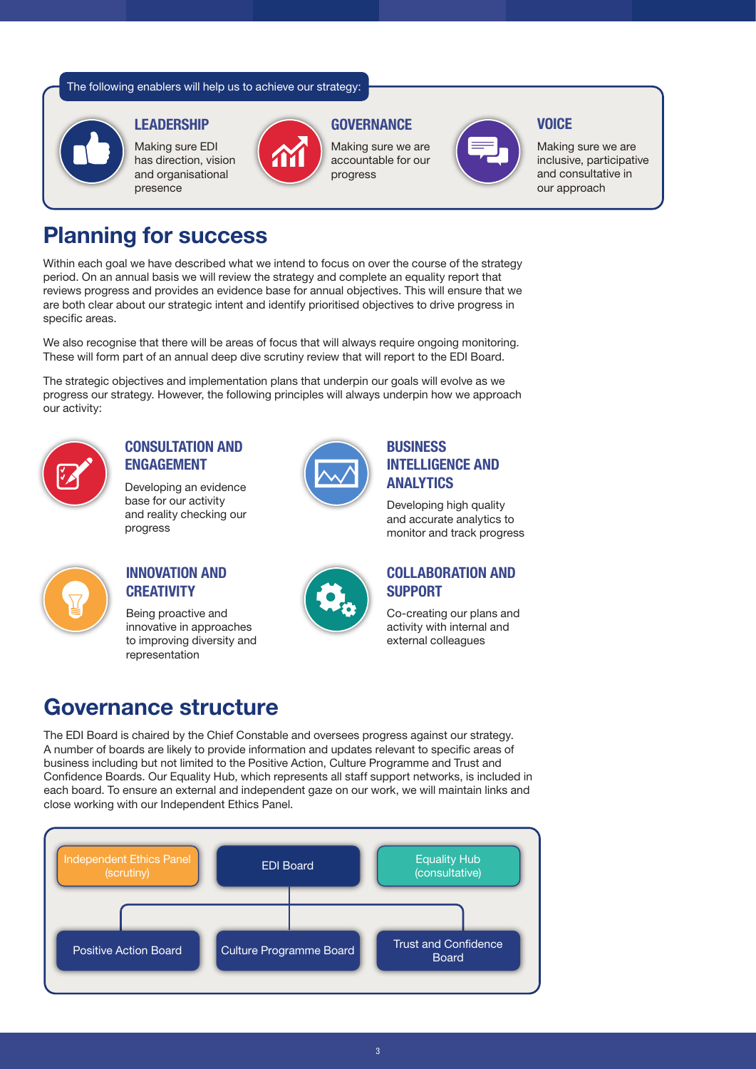The following enablers will help us to achieve our strategy:

### LEADERSHIP

Making sure EDI has direction, vision and organisational presence

### GOVERNANCE

Making sure we are accountable for our progress

### VOICE

Making sure we are inclusive, participative and consultative in our approach

## Planning for success

Within each goal we have described what we intend to focus on over the course of the strategy period. On an annual basis we will review the strategy and complete an equality report that reviews progress and provides an evidence base for annual objectives. This will ensure that we are both clear about our strategic intent and identify prioritised objectives to drive progress in specific areas.

We also recognise that there will be areas of focus that will always require ongoing monitoring. These will form part of an annual deep dive scrutiny review that will report to the EDI Board.

The strategic objectives and implementation plans that underpin our goals will evolve as we progress our strategy. However, the following principles will always underpin how we approach our activity:

### CONSULTATION AND ENGAGEMENT

Developing an evidence base for our activity and reality checking our progress

### BUSINESS INTELLIGENCE AND ANALYTICS

Developing high quality and accurate analytics to monitor and track progress

### INNOVATION AND CREATIVITY

Being proactive and innovative in approaches to improving diversity and representation

### COLLABORATION AND SUPPORT

Co-creating our plans and activity with internal and external colleagues

## Governance structure

The EDI Board is chaired by the Chief Constable and oversees progress against our strategy. A number of boards are likely to provide information and updates relevant to specific areas of business including but not limited to the Positive Action, Culture Programme and Trust and Confidence Boards. Our Equality Hub, which represents all staff support networks, is included in each board. To ensure an external and independent gaze on our work, we will maintain links and close working with our Independent Ethics Panel.

- Independent Ethics Panel (scrutiny)
- EDI Board
- Equality Hub (consultative)
  - Positive Action Board
  - Culture Programme Board
  - Trust and Confidence Board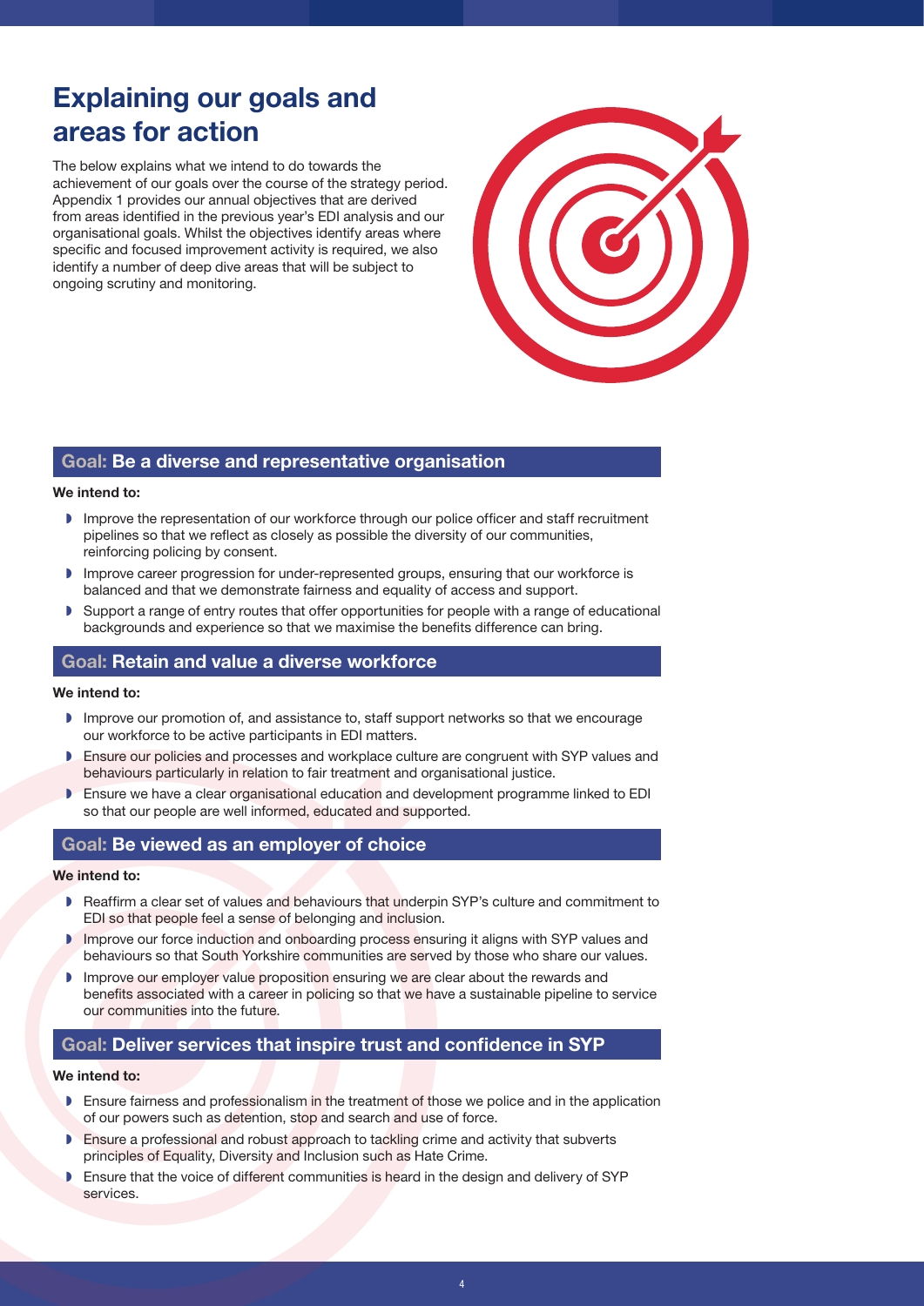# Explaining our goals and areas for action

The below explains what we intend to do towards the achievement of our goals over the course of the strategy period. Appendix 1 provides our annual objectives that are derived from areas identified in the previous year's EDI analysis and our organisational goals. Whilst the objectives identify areas where specific and focused improvement activity is required, we also identify a number of deep dive areas that will be subject to ongoing scrutiny and monitoring.

## Goal: Be a diverse and representative organisation

**We intend to:**

- Improve the representation of our workforce through our police officer and staff recruitment pipelines so that we reflect as closely as possible the diversity of our communities, reinforcing policing by consent.
- Improve career progression for under-represented groups, ensuring that our workforce is balanced and that we demonstrate fairness and equality of access and support.
- Support a range of entry routes that offer opportunities for people with a range of educational backgrounds and experience so that we maximise the benefits difference can bring.

## Goal: Retain and value a diverse workforce

**We intend to:**

- Improve our promotion of, and assistance to, staff support networks so that we encourage our workforce to be active participants in EDI matters.
- Ensure our policies and processes and workplace culture are congruent with SYP values and behaviours particularly in relation to fair treatment and organisational justice.
- Ensure we have a clear organisational education and development programme linked to EDI so that our people are well informed, educated and supported.

## Goal: Be viewed as an employer of choice

**We intend to:**

- Reaffirm a clear set of values and behaviours that underpin SYP's culture and commitment to EDI so that people feel a sense of belonging and inclusion.
- Improve our force induction and onboarding process ensuring it aligns with SYP values and behaviours so that South Yorkshire communities are served by those who share our values.
- Improve our employer value proposition ensuring we are clear about the rewards and benefits associated with a career in policing so that we have a sustainable pipeline to service our communities into the future.

## Goal: Deliver services that inspire trust and confidence in SYP

**We intend to:**

- Ensure fairness and professionalism in the treatment of those we police and in the application of our powers such as detention, stop and search and use of force.
- Ensure a professional and robust approach to tackling crime and activity that subverts principles of Equality, Diversity and Inclusion such as Hate Crime.
- Ensure that the voice of different communities is heard in the design and delivery of SYP services.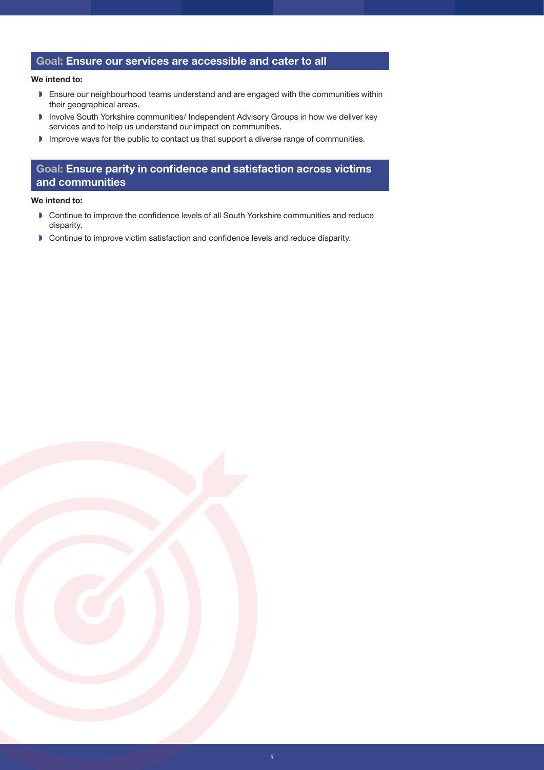## Goal: Ensure our services are accessible and cater to all

**We intend to:**

- Ensure our neighbourhood teams understand and are engaged with the communities within their geographical areas.
- Involve South Yorkshire communities/ Independent Advisory Groups in how we deliver key services and to help us understand our impact on communities.
- Improve ways for the public to contact us that support a diverse range of communities.

## Goal: Ensure parity in confidence and satisfaction across victims and communities

**We intend to:**

- Continue to improve the confidence levels of all South Yorkshire communities and reduce disparity.
- Continue to improve victim satisfaction and confidence levels and reduce disparity.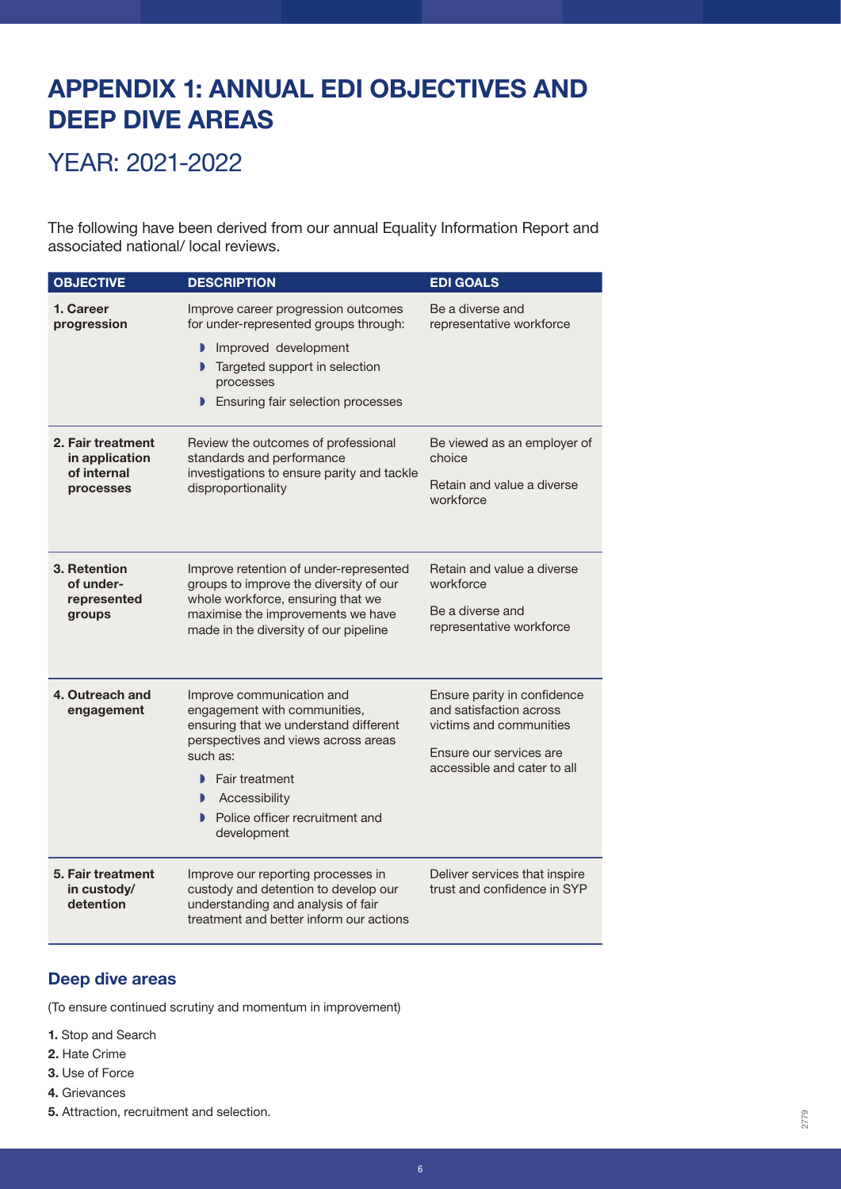# APPENDIX 1: ANNUAL EDI OBJECTIVES AND DEEP DIVE AREAS

## YEAR: 2021-2022

The following have been derived from our annual Equality Information Report and associated national/ local reviews.

| OBJECTIVE | DESCRIPTION | EDI GOALS |
|---|---|---|
| **1. Career progression** | Improve career progression outcomes for under-represented groups through:<br>• Improved development<br>• Targeted support in selection processes<br>• Ensuring fair selection processes | Be a diverse and representative workforce |
| **2. Fair treatment in application of internal processes** | Review the outcomes of professional standards and performance investigations to ensure parity and tackle disproportionality | Be viewed as an employer of choice<br><br>Retain and value a diverse workforce |
| **3. Retention of under-represented groups** | Improve retention of under-represented groups to improve the diversity of our whole workforce, ensuring that we maximise the improvements we have made in the diversity of our pipeline | Retain and value a diverse workforce<br><br>Be a diverse and representative workforce |
| **4. Outreach and engagement** | Improve communication and engagement with communities, ensuring that we understand different perspectives and views across areas such as:<br>• Fair treatment<br>• Accessibility<br>• Police officer recruitment and development | Ensure parity in confidence and satisfaction across victims and communities<br><br>Ensure our services are accessible and cater to all |
| **5. Fair treatment in custody/ detention** | Improve our reporting processes in custody and detention to develop our understanding and analysis of fair treatment and better inform our actions | Deliver services that inspire trust and confidence in SYP |

### Deep dive areas

(To ensure continued scrutiny and momentum in improvement)

1. Stop and Search
2. Hate Crime
3. Use of Force
4. Grievances
5. Attraction, recruitment and selection.

2779